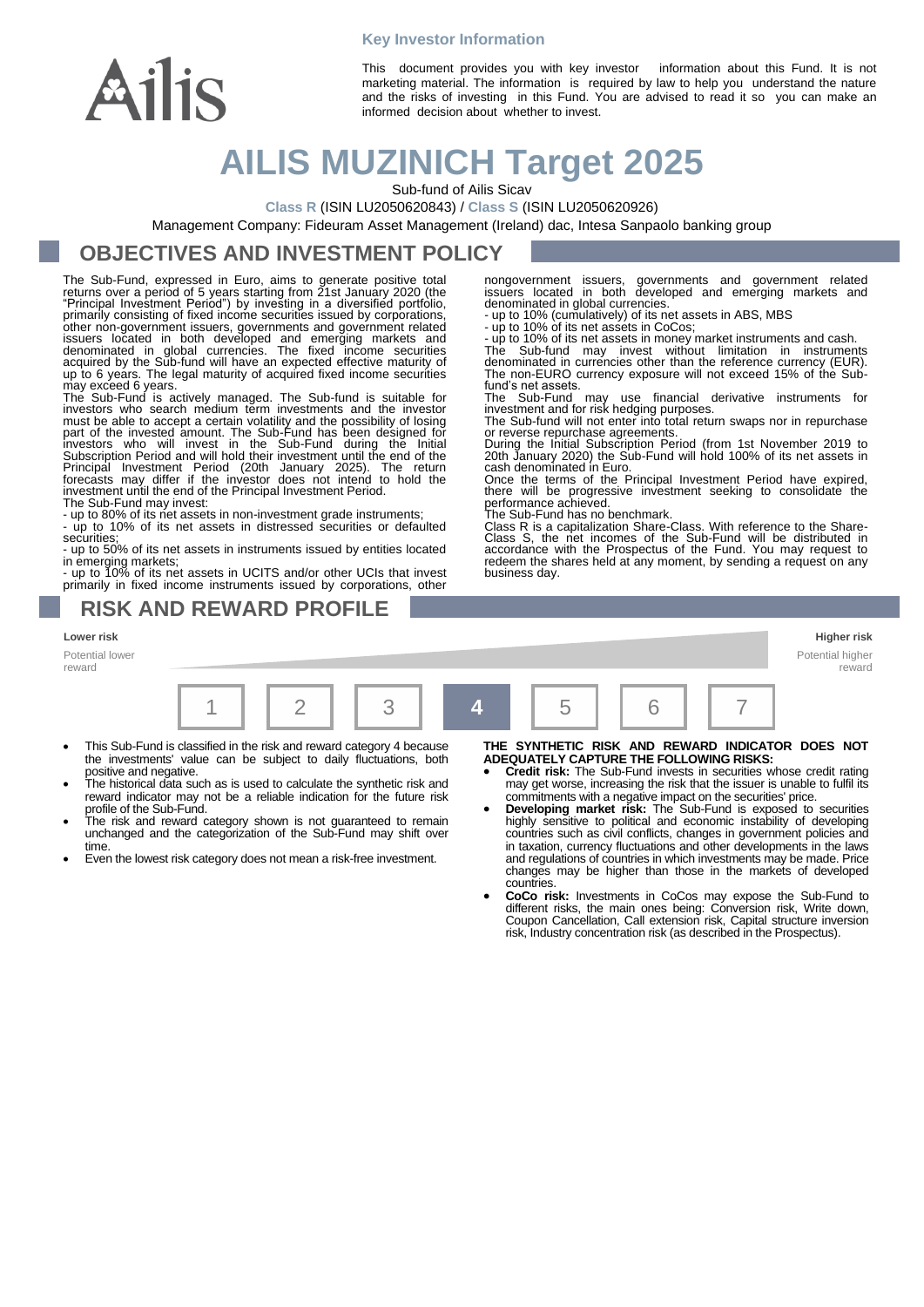Key Investor Information

This document provides you with key investor information about this Fund. It is not marketing material. The information is required by law to help you understand the nature and the risks of investing in this Fund. You are advised to read it so you can make an informed decision about whether to invest.

# AILIS MUZINICH Target 2025

Sub-fund of Ailis Sicav

Class R (ISIN LU2050620843) / Class S (ISIN LU2050620926)

Management Company: Fideuram Asset Management (Ireland) dac, Intesa Sanpaolo banking group

## OBJECTIVES AND INVESTMENT POLICY

The Sub-Fund, expressed in Euro, aims to generate positive total returns over a period of 5 years starting from 21st January 2020 (the "Principal Investment Period") by investing in a diversified portfolio, primarily consisting of fixed income securities issued by corporations, other non-government issuers, governments and government related issuers located in both developed and emerging markets and denominated in global currencies. The fixed income securities acquired by the Sub-fund will have an expected effective maturity of up to 6 years. The legal maturity of acquired fixed income securities may exceed 6 years.

The Sub-Fund is actively managed. The Sub-fund is suitable for investors who search medium term investments and the investor must be able to accept a certain volatility and the possibility of losing part of the invested amount. The Sub-Fund has been designed for investors who will invest in the Sub-Fund during the Initial Subscription Period and will hold their investment until the end of the Principal Investment Period (20th January 2025). The return forecasts may differ if the investor does not intend to hold the investment until the end of the Principal Investment Period.

The Sub-Fund may invest:

- up to 80% of its net assets in non-investment grade instruments;
- up to 10% of its net assets in distressed securities or defaulted securities;
- up to 50% of its net assets in instruments issued by entities located in emerging markets;
- up to 10% of its net assets in UCITS and/or other UCIs that invest primarily in fixed income instruments issued by corporations, other nongovernment issuers, governments and government related issuers located in both developed and emerging markets and denominated in global currencies.
- up to 10% (cumulatively) of its net assets in ABS, MBS
- up to 10% of its net assets in CoCos;
- up to 10% of its net assets in money market instruments and cash.

The Sub-fund may invest without limitation in instruments denominated in currencies other than the reference currency (EUR). The non-EURO currency exposure will not exceed 15% of the Sub-fund's net assets.

The Sub-Fund may use financial derivative instruments for investment and for risk hedging purposes.

The Sub-fund will not enter into total return swaps nor in repurchase or reverse repurchase agreements.

During the Initial Subscription Period (from 1st November 2019 to 20th January 2020) the Sub-Fund will hold 100% of its net assets in cash denominated in Euro.

Once the terms of the Principal Investment Period have expired, there will be progressive investment seeking to consolidate the performance achieved.

The Sub-Fund has no benchmark.

Class R is a capitalization Share-Class. With reference to the Share-Class S, the net incomes of the Sub-Fund will be distributed in accordance with the Prospectus of the Fund. You may request to redeem the shares held at any moment, by sending a request on any business day.

## RISK AND REWARD PROFILE

| Lower risk | | | | | | Higher risk |
|---|---|---|---|---|---|---|
| Potential lower reward | | | | | | Potential higher reward |
| 1 | 2 | 3 | **4** | 5 | 6 | 7 |

- This Sub-Fund is classified in the risk and reward category 4 because the investments' value can be subject to daily fluctuations, both positive and negative.
- The historical data such as is used to calculate the synthetic risk and reward indicator may not be a reliable indication for the future risk profile of the Sub-Fund.
- The risk and reward category shown is not guaranteed to remain unchanged and the categorization of the Sub-Fund may shift over time.
- Even the lowest risk category does not mean a risk-free investment.

**THE SYNTHETIC RISK AND REWARD INDICATOR DOES NOT ADEQUATELY CAPTURE THE FOLLOWING RISKS:**

- **Credit risk:** The Sub-Fund invests in securities whose credit rating may get worse, increasing the risk that the issuer is unable to fulfil its commitments with a negative impact on the securities' price.
- **Developing market risk:** The Sub-Fund is exposed to securities highly sensitive to political and economic instability of developing countries such as civil conflicts, changes in government policies and in taxation, currency fluctuations and other developments in the laws and regulations of countries in which investments may be made. Price changes may be higher than those in the markets of developed countries.
- **CoCo risk:** Investments in CoCos may expose the Sub-Fund to different risks, the main ones being: Conversion risk, Write down, Coupon Cancellation, Call extension risk, Capital structure inversion risk, Industry concentration risk (as described in the Prospectus).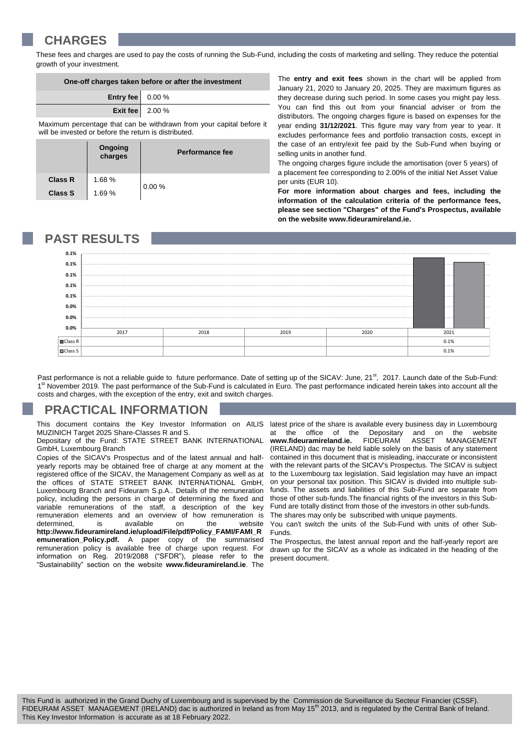## CHARGES

These fees and charges are used to pay the costs of running the Sub-Fund, including the costs of marketing and selling. They reduce the potential growth of your investment.

| One-off charges taken before or after the investment | |
|---|---|
| **Entry fee** | 0.00 % |
| **Exit fee** | 2.00 % |

Maximum percentage that can be withdrawn from your capital before it will be invested or before the return is distributed.

| | Ongoing charges | Performance fee |
|---|---|---|
| **Class R** | 1.68 % | 0.00 % |
| **Class S** | 1.69 % | |

The **entry and exit fees** shown in the chart will be applied from January 21, 2020 to January 20, 2025. They are maximum figures as they decrease during such period. In some cases you might pay less. You can find this out from your financial adviser or from the distributors. The ongoing charges figure is based on expenses for the year ending **31/12/2021**. This figure may vary from year to year. It excludes performance fees and portfolio transaction costs, except in the case of an entry/exit fee paid by the Sub-Fund when buying or selling units in another fund.

The ongoing charges figure include the amortisation (over 5 years) of a placement fee corresponding to 2.00% of the initial Net Asset Value per units (EUR 10).

**For more information about charges and fees, including the information of the calculation criteria of the performance fees, please see section "Charges" of the Fund's Prospectus, available on the website www.fideuramireland.ie.**

## PAST RESULTS

0.1%
0.1%
0.1%
0.1%
0.1%
0.0%
0.0%
0.0%

2017 2018 2019 2020 2021

Class R 0.1%

Class S 0.1%

Past performance is not a reliable guide to future performance. Date of setting up of the SICAV: June, 21st, 2017. Launch date of the Sub-Fund: 1st November 2019. The past performance of the Sub-Fund is calculated in Euro. The past performance indicated herein takes into account all the costs and charges, with the exception of the entry, exit and switch charges.

## PRACTICAL INFORMATION

This document contains the Key Investor Information on AILIS MUZINICH Target 2025 Share-Classes R and S.

Depositary of the Fund: STATE STREET BANK INTERNATIONAL GmbH, Luxembourg Branch

Copies of the SICAV's Prospectus and of the latest annual and half-yearly reports may be obtained free of charge at any moment at the registered office of the SICAV, the Management Company as well as at the offices of STATE STREET BANK INTERNATIONAL GmbH, Luxembourg Branch and Fideuram S.p.A.. Details of the remuneration policy, including the persons in charge of determining the fixed and variable remunerations of the staff, a description of the key remuneration elements and an overview of how remuneration is determined, is available on the website **http://www.fideuramireland.ie/upload/File/pdf/Policy_FAMI/FAMI_Remuneration_Policy.pdf.** A paper copy of the summarised remuneration policy is available free of charge upon request. For information on Reg. 2019/2088 ("SFDR"), please refer to the "Sustainability" section on the website **www.fideuramireland.ie**. The latest price of the share is available every business day in Luxembourg at the office of the Depositary and on the website **www.fideuramireland.ie.** FIDEURAM ASSET MANAGEMENT (IRELAND) dac may be held liable solely on the basis of any statement contained in this document that is misleading, inaccurate or inconsistent with the relevant parts of the SICAV's Prospectus. The SICAV is subject to the Luxembourg tax legislation. Said legislation may have an impact on your personal tax position. This SICAV is divided into multiple sub-funds. The assets and liabilities of this Sub-Fund are separate from those of other sub-funds.The financial rights of the investors in this Sub-Fund are totally distinct from those of the investors in other sub-funds.

The shares may only be subscribed with unique payments.

You can't switch the units of the Sub-Fund with units of other Sub-Funds.

The Prospectus, the latest annual report and the half-yearly report are drawn up for the SICAV as a whole as indicated in the heading of the present document.

This Fund is authorized in the Grand Duchy of Luxembourg and is supervised by the Commission de Surveillance du Secteur Financier (CSSF). FIDEURAM ASSET MANAGEMENT (IRELAND) dac is authorized in Ireland as from May 15th 2013, and is regulated by the Central Bank of Ireland. This Key Investor Information is accurate as at 18 February 2022.